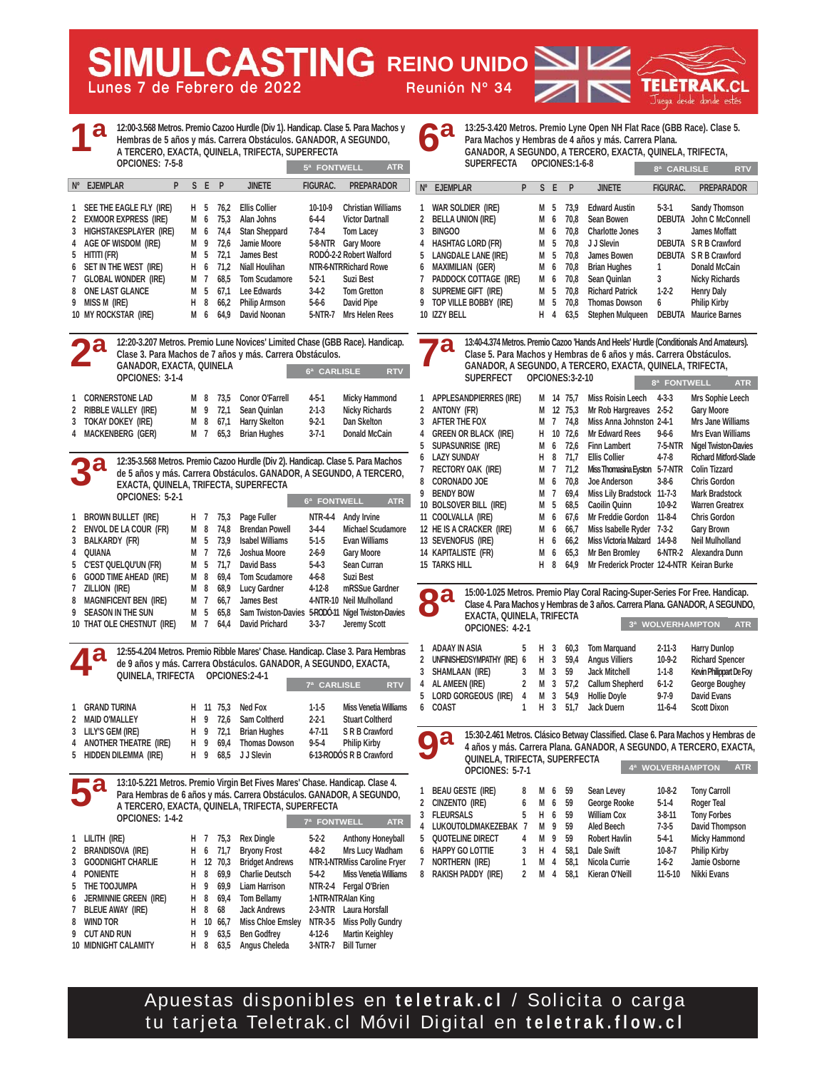# SIMULCASTING REINO UNIDO

Lunes 7 de Febrero de 2022 — Reunión N° 34

TELETRAK.CL

## 1ª

12:00-3.568 Metros. Premio Cazoo Hurdle (Div 1). Handicap. Clase 5. Para Machos y Hembras de 5 años y más. Carrera Obstáculos. GANADOR, A SEGUNDO, A TERCERO, EXACTA, QUINELA, TRIFECTA, SUPERFECTA

OPCIONES: 7-5-8

5ª FONTWELL ATR

| Nº | EJEMPLAR | P | S | E | P | JINETE | FIGURAC. | PREPARADOR |
|---|---|---|---|---|---|---|---|---|
| 1 | SEE THE EAGLE FLY (IRE) | | H | 5 | 76,2 | Ellis Collier | 10-10-9 | Christian Williams |
| 2 | EXMOOR EXPRESS (IRE) | | M | 6 | 75,3 | Alan Johns | 6-4-4 | Victor Dartnall |
| 3 | HIGHSTAKESPLAYER (IRE) | | M | 6 | 74,4 | Stan Sheppard | 7-8-4 | Tom Lacey |
| 4 | AGE OF WISDOM (IRE) | | M | 9 | 72,6 | Jamie Moore | 5-8-NTR | Gary Moore |
| 5 | HITITI (FR) | | M | 5 | 72,1 | James Best | RODÓ-2-2 | Robert Walford |
| 6 | SET IN THE WEST (IRE) | | H | 6 | 71,2 | Niall Houlihan | NTR-6-NTR | Richard Rowe |
| 7 | GLOBAL WONDER (IRE) | | M | 7 | 68,5 | Tom Scudamore | 5-2-1 | Suzi Best |
| 8 | ONE LAST GLANCE | | M | 5 | 67,1 | Lee Edwards | 3-4-2 | Tom Gretton |
| 9 | MISS M (IRE) | | H | 8 | 66,2 | Philip Armson | 5-6-6 | David Pipe |
| 10 | MY ROCKSTAR (IRE) | | M | 6 | 64,9 | David Noonan | 5-NTR-7 | Mrs Helen Rees |

## 2ª

12:20-3.207 Metros. Premio Lune Novices' Limited Chase (GBB Race). Handicap. Clase 3. Para Machos de 7 años y más. Carrera Obstáculos. GANADOR, EXACTA, QUINELA

OPCIONES: 3-1-4

6ª CARLISLE RTV

| Nº | EJEMPLAR | P | S | E | P | JINETE | FIGURAC. | PREPARADOR |
|---|---|---|---|---|---|---|---|---|
| 1 | CORNERSTONE LAD | | M | 8 | 73,5 | Conor O'Farrell | 4-5-1 | Micky Hammond |
| 2 | RIBBLE VALLEY (IRE) | | M | 9 | 72,1 | Sean Quinlan | 2-1-3 | Nicky Richards |
| 3 | TOKAY DOKEY (IRE) | | M | 8 | 67,1 | Harry Skelton | 9-2-1 | Dan Skelton |
| 4 | MACKENBERG (GER) | | M | 7 | 65,3 | Brian Hughes | 3-7-1 | Donald McCain |

## 3ª

12:35-3.568 Metros. Premio Cazoo Hurdle (Div 2). Handicap. Clase 5. Para Machos de 5 años y más. Carrera Obstáculos. GANADOR, A SEGUNDO, A TERCERO, EXACTA, QUINELA, TRIFECTA, SUPERFECTA

OPCIONES: 5-2-1

6ª FONTWELL ATR

| Nº | EJEMPLAR | P | S | E | P | JINETE | FIGURAC. | PREPARADOR |
|---|---|---|---|---|---|---|---|---|
| 1 | BROWN BULLET (IRE) | | H | 7 | 75,3 | Page Fuller | NTR-4-4 | Andy Irvine |
| 2 | ENVOL DE LA COUR (FR) | | M | 8 | 74,8 | Brendan Powell | 3-4-4 | Michael Scudamore |
| 3 | BALKARDY (FR) | | M | 5 | 73,9 | Isabel Williams | 5-1-5 | Evan Williams |
| 4 | QUIANA | | M | 7 | 72,6 | Joshua Moore | 2-6-9 | Gary Moore |
| 5 | C'EST QUELQU'UN (FR) | | M | 5 | 71,7 | David Bass | 5-4-3 | Sean Curran |
| 6 | GOOD TIME AHEAD (IRE) | | M | 8 | 69,4 | Tom Scudamore | 4-6-8 | Suzi Best |
| 7 | ZILLION (IRE) | | M | 8 | 68,9 | Lucy Gardner | 4-12-8 | mRSSue Gardner |
| 8 | MAGNIFICENT BEN (IRE) | | M | 7 | 66,7 | James Best | 4-NTR-10 | Neil Mulholland |
| 9 | SEASON IN THE SUN | | M | 5 | 65,8 | Sam Twiston-Davies | 5-RODÓ-11 | Nigel Twiston-Davies |
| 10 | THAT OLE CHESTNUT (IRE) | | M | 7 | 64,4 | David Prichard | 3-3-7 | Jeremy Scott |

## 4ª

12:55-4.204 Metros. Premio Ribble Mares' Chase. Handicap. Clase 3. Para Hembras de 9 años y más. Carrera Obstáculos. GANADOR, A SEGUNDO, EXACTA, QUINELA, TRIFECTA

OPCIONES:2-4-1

7ª CARLISLE RTV

| Nº | EJEMPLAR | P | S | E | P | JINETE | FIGURAC. | PREPARADOR |
|---|---|---|---|---|---|---|---|---|
| 1 | GRAND TURINA | | H | 11 | 75,3 | Ned Fox | 1-1-5 | Miss Venetia Williams |
| 2 | MAID O'MALLEY | | H | 9 | 72,6 | Sam Coltherd | 2-2-1 | Stuart Coltherd |
| 3 | LILY'S GEM (IRE) | | H | 9 | 72,1 | Brian Hughes | 4-7-11 | S R B Crawford |
| 4 | ANOTHER THEATRE (IRE) | | H | 9 | 69,4 | Thomas Dowson | 9-5-4 | Philip Kirby |
| 5 | HIDDEN DILEMMA (IRE) | | H | 9 | 68,5 | J J Slevin | 6-13-RODÓ | S R B Crawford |

## 5ª

13:10-5.221 Metros. Premio Virgin Bet Fives Mares' Chase. Handicap. Clase 4. Para Hembras de 6 años y más. Carrera Obstáculos. GANADOR, A SEGUNDO, A TERCERO, EXACTA, QUINELA, TRIFECTA, SUPERFECTA

OPCIONES: 1-4-2

7ª FONTWELL ATR

| Nº | EJEMPLAR | P | S | E | P | JINETE | FIGURAC. | PREPARADOR |
|---|---|---|---|---|---|---|---|---|
| 1 | LILITH (IRE) | | H | 7 | 75,3 | Rex Dingle | 5-2-2 | Anthony Honeyball |
| 2 | BRANDISOVA (IRE) | | H | 6 | 71,7 | Bryony Frost | 4-8-2 | Mrs Lucy Wadham |
| 3 | GOODNIGHT CHARLIE | | H | 12 | 70,3 | Bridget Andrews | NTR-1-NTR | Miss Caroline Fryer |
| 4 | PONIENTE | | H | 8 | 69,9 | Charlie Deutsch | 5-4-2 | Miss Venetia Williams |
| 5 | THE TOOJUMPA | | H | 9 | 69,9 | Liam Harrison | NTR-2-4 | Fergal O'Brien |
| 6 | JERMINNIE GREEN (IRE) | | H | 8 | 69,4 | Tom Bellamy | 1-NTR-NTR | Alan King |
| 7 | BLEUE AWAY (IRE) | | H | 8 | 68 | Jack Andrews | 2-3-NTR | Laura Horsfall |
| 8 | WIND TOR | | H | 10 | 64,9 | Miss Chloe Emsley | NTR-3-5 | Miss Polly Gundry |
| 9 | CUT AND RUN | | H | 9 | 63,5 | Ben Godfrey | 4-12-6 | Martin Keighley |
| 10 | MIDNIGHT CALAMITY | | H | 8 | 63,5 | Angus Cheleda | 3-NTR-7 | Bill Turner |

## 6ª

13:25-3.420 Metros. Premio Lyne Open NH Flat Race (GBB Race). Clase 5. Para Machos y Hembras de 4 años y más. Carrera Plana. GANADOR, A SEGUNDO, A TERCERO, EXACTA, QUINELA, TRIFECTA, SUPERFECTA

OPCIONES:1-6-8

8ª CARLISLE RTV

| Nº | EJEMPLAR | P | S | E | P | JINETE | FIGURAC. | PREPARADOR |
|---|---|---|---|---|---|---|---|---|
| 1 | WAR SOLDIER (IRE) | | M | 5 | 73,9 | Edward Austin | 5-3-1 | Sandy Thomson |
| 2 | BELLA UNION (IRE) | | M | 6 | 70,8 | Sean Bowen | DEBUTA | John C McConnell |
| 3 | BINGOO | | M | 6 | 70,8 | Charlotte Jones | 3 | James Moffatt |
| 4 | HASHTAG LORD (FR) | | M | 5 | 70,8 | J J Slevin | DEBUTA | S R B Crawford |
| 5 | LANGDALE LANE (IRE) | | M | 5 | 70,8 | James Bowen | DEBUTA | S R B Crawford |
| 6 | MAXIMILIAN (GER) | | M | 6 | 70,8 | Brian Hughes | 1 | Donald McCain |
| 7 | PADDOCK COTTAGE (IRE) | | M | 6 | 70,8 | Sean Quinlan | 3 | Nicky Richards |
| 8 | SUPREME GIFT (IRE) | | M | 5 | 70,8 | Richard Patrick | 1-2-2 | Henry Daly |
| 9 | TOP VILLE BOBBY (IRE) | | M | 5 | 70,8 | Thomas Dowson | 6 | Philip Kirby |
| 10 | IZZY BELL | | H | 4 | 63,5 | Stephen Mulqueen | DEBUTA | Maurice Barnes |

## 7ª

13:40-4.374 Metros. Premio Cazoo 'Hands And Heels' Hurdle (Conditionals And Amateurs). Clase 5. Para Machos y Hembras de 6 años y más. Carrera Obstáculos. GANADOR, A SEGUNDO, A TERCERO, EXACTA, QUINELA, TRIFECTA, SUPERFECT

OPCIONES:3-2-10

8ª FONTWELL ATR

| Nº | EJEMPLAR | P | S | E | P | JINETE | FIGURAC. | PREPARADOR |
|---|---|---|---|---|---|---|---|---|
| 1 | APPLESANDPIERRES (IRE) | | M | 14 | 75,7 | Miss Roisin Leech | 4-3-3 | Mrs Sophie Leech |
| 2 | ANTONY (FR) | | M | 12 | 75,3 | Mr Rob Hargreaves | 2-5-2 | Gary Moore |
| 3 | AFTER THE FOX | | M | 7 | 74,8 | Miss Anna Johnston | 2-4-1 | Mrs Jane Williams |
| 4 | GREEN OR BLACK (IRE) | | H | 10 | 72,6 | Mr Edward Rees | 9-6-6 | Mrs Evan Williams |
| 5 | SUPASUNRISE (IRE) | | M | 6 | 72,6 | Finn Lambert | 7-5-NTR | Nigel Twiston-Davies |
| 6 | LAZY SUNDAY | | H | 8 | 71,7 | Ellis Collier | 4-7-8 | Richard Mitford-Slade |
| 7 | RECTORY OAK (IRE) | | M | 7 | 71,2 | Miss Thomasina Eyston | 5-7-NTR | Colin Tizzard |
| 8 | CORONADO JOE | | M | 6 | 70,8 | Joe Anderson | 3-8-6 | Chris Gordon |
| 9 | BENDY BOW | | M | 7 | 69,4 | Miss Lily Bradstock | 11-7-3 | Mark Bradstock |
| 10 | BOLSOVER BILL (IRE) | | M | 5 | 68,5 | Caoilin Quinn | 10-9-2 | Warren Greatrex |
| 11 | COOLVALLA (IRE) | | M | 6 | 67,6 | Mr Freddie Gordon | 11-8-4 | Chris Gordon |
| 12 | HE IS A CRACKER (IRE) | | M | 6 | 66,7 | Miss Isabelle Ryder | 7-3-2 | Gary Brown |
| 13 | SEVENOFUS (IRE) | | H | 6 | 66,2 | Miss Victoria Malzard | 14-9-8 | Neil Mulholland |
| 14 | KAPITALISTE (FR) | | M | 6 | 65,3 | Mr Ben Bromley | 6-NTR-2 | Alexandra Dunn |
| 15 | TARKS HILL | | H | 8 | 64,9 | Mr Frederick Procter | 12-4-NTR | Keiran Burke |

## 8ª

15:00-1.025 Metros. Premio Play Coral Racing-Super-Series For Free. Handicap. Clase 4. Para Machos y Hembras de 3 años. Carrera Plana. GANADOR, A SEGUNDO, EXACTA, QUINELA, TRIFECTA

OPCIONES: 4-2-1

3ª WOLVERHAMPTON ATR

| Nº | EJEMPLAR | P | S | E | P | JINETE | FIGURAC. | PREPARADOR |
|---|---|---|---|---|---|---|---|---|
| 1 | ADAAY IN ASIA | 5 | H | 3 | 60,3 | Tom Marquand | 2-11-3 | Harry Dunlop |
| 2 | UNFINISHEDSYMPATHY (IRE) | 6 | H | 3 | 59,4 | Angus Villiers | 10-9-2 | Richard Spencer |
| 3 | SHAMLAAN (IRE) | 3 | M | 3 | 59 | Jack Mitchell | 1-1-8 | Kevin Philippart De Foy |
| 4 | AL AMEEN (IRE) | 2 | M | 3 | 57,2 | Callum Shepherd | 6-1-2 | George Boughey |
| 5 | LORD GORGEOUS (IRE) | 4 | M | 3 | 54,9 | Hollie Doyle | 9-7-9 | David Evans |
| 6 | COAST | 1 | H | 3 | 51,7 | Jack Duern | 11-6-4 | Scott Dixon |

## 9ª

15:30-2.461 Metros. Clásico Betway Classified. Clase 6. Para Machos y Hembras de 4 años y más. Carrera Plana. GANADOR, A SEGUNDO, A TERCERO, EXACTA, QUINELA, TRIFECTA, SUPERFECTA

OPCIONES: 5-7-1

4ª WOLVERHAMPTON ATR

| Nº | EJEMPLAR | P | S | E | P | JINETE | FIGURAC. | PREPARADOR |
|---|---|---|---|---|---|---|---|---|
| 1 | BEAU GESTE (IRE) | 8 | M | 6 | 59 | Sean Levey | 10-8-2 | Tony Carroll |
| 2 | CINZENTO (IRE) | 6 | M | 6 | 59 | George Rooke | 5-1-4 | Roger Teal |
| 3 | FLEURSALS | 5 | H | 6 | 59 | William Cox | 3-8-11 | Tony Forbes |
| 4 | LUKOUTOLDMAKEZEBAK | 7 | M | 9 | 59 | Aled Beech | 7-3-5 | David Thompson |
| 5 | QUOTELINE DIRECT | 4 | M | 9 | 59 | Robert Havlin | 5-4-1 | Micky Hammond |
| 6 | HAPPY GO LOTTIE | 3 | H | 4 | 58,1 | Dale Swift | 10-8-7 | Philip Kirby |
| 7 | NORTHERN (IRE) | 1 | M | 4 | 58,1 | Nicola Currie | 1-6-2 | Jamie Osborne |
| 8 | RAKISH PADDY (IRE) | 2 | M | 4 | 58,1 | Kieran O'Neill | 11-5-10 | Nikki Evans |

Apuestas disponibles en **teletrak.cl** / Solicita o carga tu tarjeta Teletrak.cl Móvil Digital en **teletrak.flow.cl**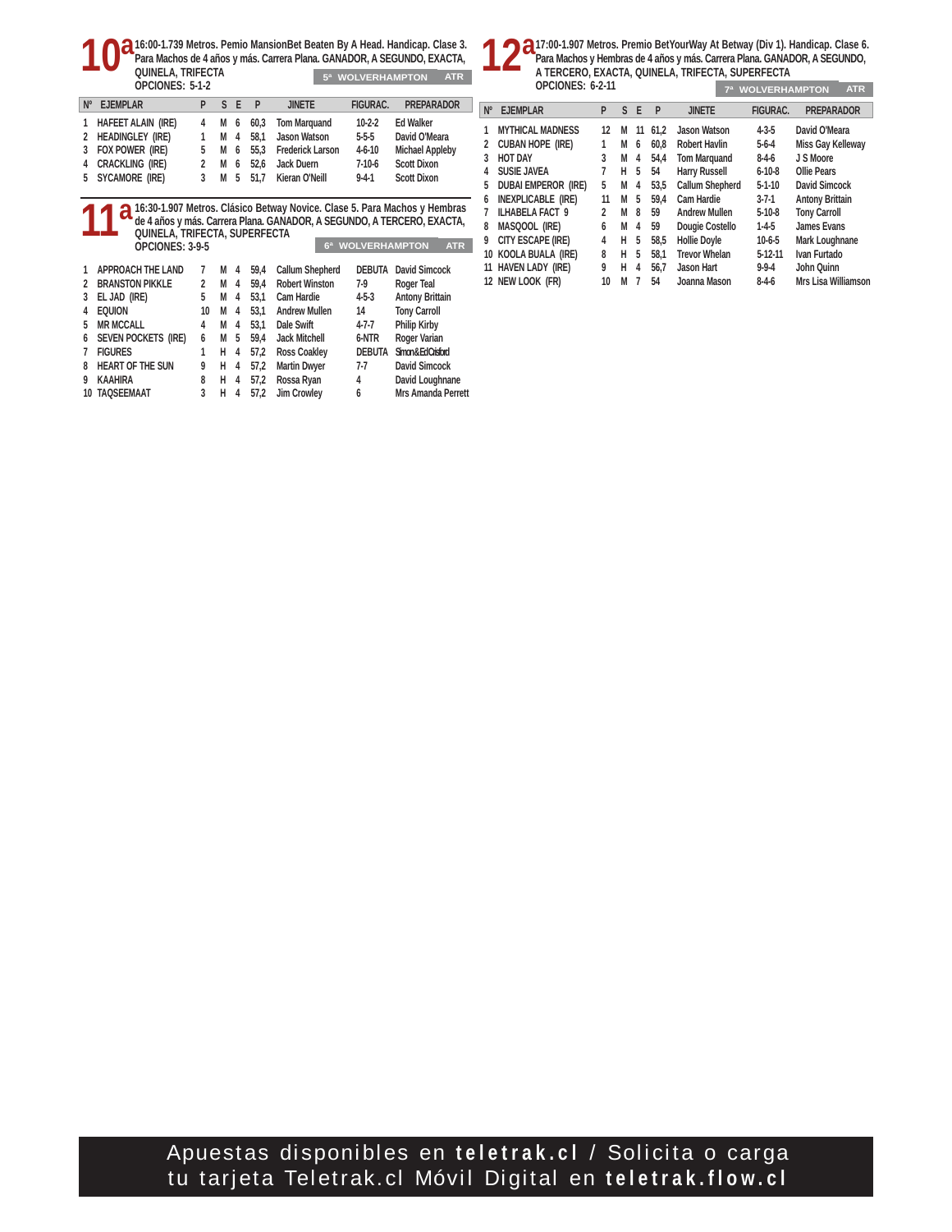## 10ª 16:00-1.739 Metros. Pemio MansionBet Beaten By A Head. Handicap. Clase 3. Para Machos de 4 años y más. Carrera Plana. GANADOR, A SEGUNDO, EXACTA, QUINELA, TRIFECTA

OPCIONES: 5-1-2

5ª WOLVERHAMPTON ATR

| Nº | EJEMPLAR | P | S | E | P | JINETE | FIGURAC. | PREPARADOR |
|---|---|---|---|---|---|---|---|---|
| 1 | HAFEET ALAIN (IRE) | 4 | M | 6 | 60,3 | Tom Marquand | 10-2-2 | Ed Walker |
| 2 | HEADINGLEY (IRE) | 1 | M | 4 | 58,1 | Jason Watson | 5-5-5 | David O'Meara |
| 3 | FOX POWER (IRE) | 5 | M | 6 | 55,3 | Frederick Larson | 4-6-10 | Michael Appleby |
| 4 | CRACKLING (IRE) | 2 | M | 6 | 52,6 | Jack Duern | 7-10-6 | Scott Dixon |
| 5 | SYCAMORE (IRE) | 3 | M | 5 | 51,7 | Kieran O'Neill | 9-4-1 | Scott Dixon |

## 11ª 16:30-1.907 Metros. Clásico Betway Novice. Clase 5. Para Machos y Hembras de 4 años y más. Carrera Plana. GANADOR, A SEGUNDO, A TERCERO, EXACTA, QUINELA, TRIFECTA, SUPERFECTA

OPCIONES: 3-9-5

6ª WOLVERHAMPTON ATR

| Nº | EJEMPLAR | P | S | E | P | JINETE | FIGURAC. | PREPARADOR |
|---|---|---|---|---|---|---|---|---|
| 1 | APPROACH THE LAND | 7 | M | 4 | 59,4 | Callum Shepherd | DEBUTA | David Simcock |
| 2 | BRANSTON PIKKLE | 2 | M | 4 | 59,4 | Robert Winston | 7-9 | Roger Teal |
| 3 | EL JAD (IRE) | 5 | M | 4 | 53,1 | Cam Hardie | 4-5-3 | Antony Brittain |
| 4 | EQUION | 10 | M | 4 | 53,1 | Andrew Mullen | 14 | Tony Carroll |
| 5 | MR MCCALL | 4 | M | 4 | 53,1 | Dale Swift | 4-7-7 | Philip Kirby |
| 6 | SEVEN POCKETS (IRE) | 6 | M | 5 | 59,4 | Jack Mitchell | 6-NTR | Roger Varian |
| 7 | FIGURES | 1 | H | 4 | 57,2 | Ross Coakley | DEBUTA | Simon&Ed Crisford |
| 8 | HEART OF THE SUN | 9 | H | 4 | 57,2 | Martin Dwyer | 7-7 | David Simcock |
| 9 | KAAHIRA | 8 | H | 4 | 57,2 | Rossa Ryan | 4 | David Loughnane |
| 10 | TAQSEEMAAT | 3 | H | 4 | 57,2 | Jim Crowley | 6 | Mrs Amanda Perrett |

## 12ª 17:00-1.907 Metros. Premio BetYourWay At Betway (Div 1). Handicap. Clase 6. Para Machos y Hembras de 4 años y más. Carrera Plana. GANADOR, A SEGUNDO, A TERCERO, EXACTA, QUINELA, TRIFECTA, SUPERFECTA

OPCIONES: 6-2-11

7ª WOLVERHAMPTON ATR

| Nº | EJEMPLAR | P | S | E | P | JINETE | FIGURAC. | PREPARADOR |
|---|---|---|---|---|---|---|---|---|
| 1 | MYTHICAL MADNESS | 12 | M | 11 | 61,2 | Jason Watson | 4-3-5 | David O'Meara |
| 2 | CUBAN HOPE (IRE) | 1 | M | 6 | 60,8 | Robert Havlin | 5-6-4 | Miss Gay Kelleway |
| 3 | HOT DAY | 3 | M | 4 | 54,4 | Tom Marquand | 8-4-6 | J S Moore |
| 4 | SUSIE JAVEA | 7 | H | 5 | 54 | Harry Russell | 6-10-8 | Ollie Pears |
| 5 | DUBAI EMPEROR (IRE) | 5 | M | 4 | 53,5 | Callum Shepherd | 5-1-10 | David Simcock |
| 6 | INEXPLICABLE (IRE) | 11 | M | 5 | 59,4 | Cam Hardie | 3-7-1 | Antony Brittain |
| 7 | ILHABELA FACT 9 | 2 | M | 8 | 59 | Andrew Mullen | 5-10-8 | Tony Carroll |
| 8 | MASQOOL (IRE) | 6 | M | 4 | 59 | Dougie Costello | 1-4-5 | James Evans |
| 9 | CITY ESCAPE (IRE) | 4 | H | 5 | 58,5 | Hollie Doyle | 10-6-5 | Mark Loughnane |
| 10 | KOOLA BUALA (IRE) | 8 | H | 5 | 58,1 | Trevor Whelan | 5-12-11 | Ivan Furtado |
| 11 | HAVEN LADY (IRE) | 9 | H | 4 | 56,7 | Jason Hart | 9-9-4 | John Quinn |
| 12 | NEW LOOK (FR) | 10 | M | 7 | 54 | Joanna Mason | 8-4-6 | Mrs Lisa Williamson |

Apuestas disponibles en **teletrak.cl** / Solicita o carga tu tarjeta Teletrak.cl Móvil Digital en **teletrak.flow.cl**